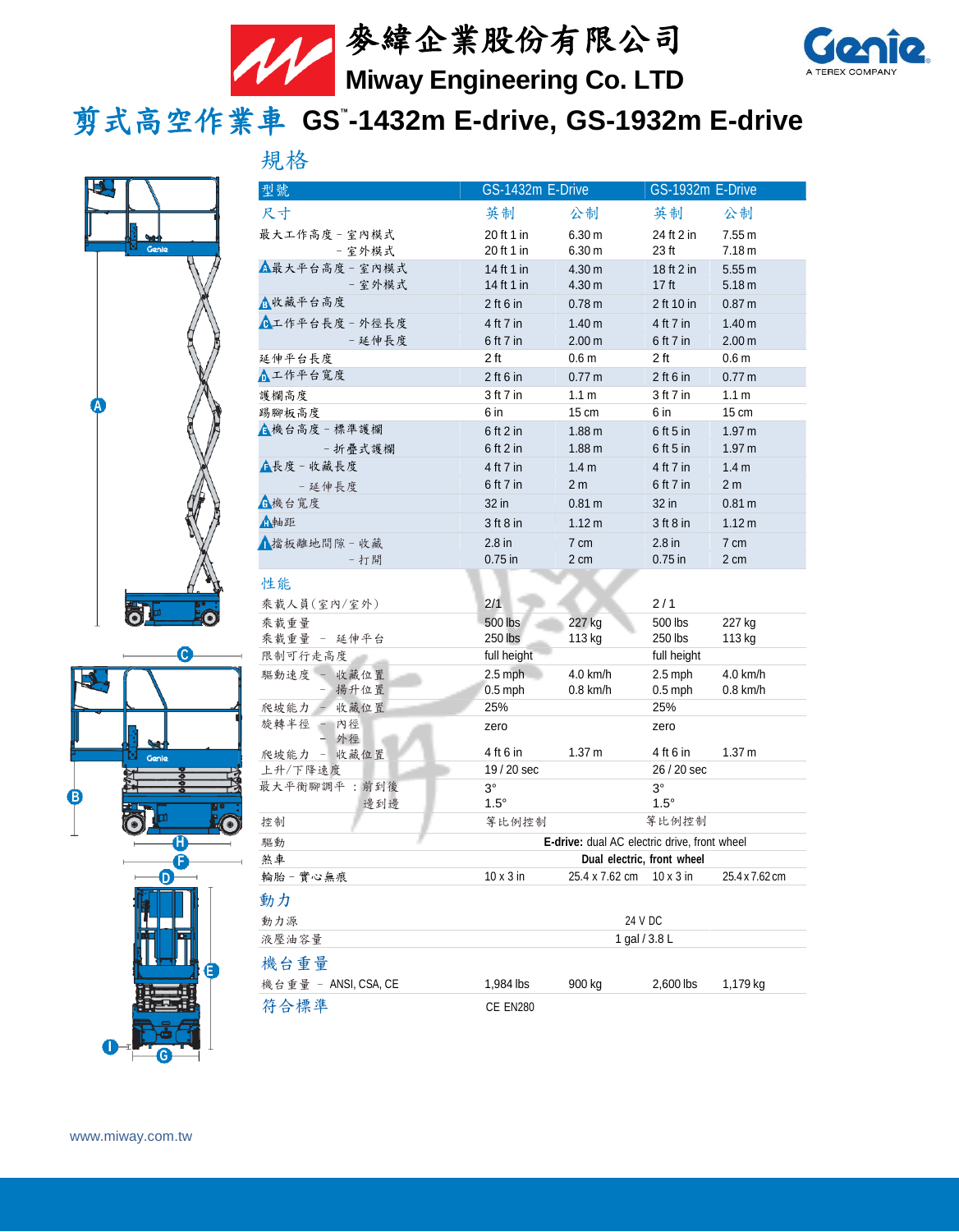# 麥緯企業股份有限公司
# Miway Engineering Co. LTD

Genie A TEREX COMPANY

# 剪式高空作業車 GS™-1432m E-drive, GS-1932m E-drive

## 規格

| 型號 | GS-1432m E-Drive | | GS-1932m E-Drive | |
|---|---|---|---|---|
| 尺寸 | 英制 | 公制 | 英制 | 公制 |
| 最大工作高度 - 室內模式 | 20 ft 1 in | 6.30 m | 24 ft 2 in | 7.55 m |
| - 室外模式 | 20 ft 1 in | 6.30 m | 23 ft | 7.18 m |
| A 最大平台高度 - 室內模式 | 14 ft 1 in | 4.30 m | 18 ft 2 in | 5.55 m |
| - 室外模式 | 14 ft 1 in | 4.30 m | 17 ft | 5.18 m |
| B 收藏平台高度 | 2 ft 6 in | 0.78 m | 2 ft 10 in | 0.87 m |
| C 工作平台長度 - 外徑長度 | 4 ft 7 in | 1.40 m | 4 ft 7 in | 1.40 m |
| - 延伸長度 | 6 ft 7 in | 2.00 m | 6 ft 7 in | 2.00 m |
| 延伸平台長度 | 2 ft | 0.6 m | 2 ft | 0.6 m |
| D 工作平台寬度 | 2 ft 6 in | 0.77 m | 2 ft 6 in | 0.77 m |
| 護欄高度 | 3 ft 7 in | 1.1 m | 3 ft 7 in | 1.1 m |
| 踢腳板高度 | 6 in | 15 cm | 6 in | 15 cm |
| E 機台高度 - 標準護欄 | 6 ft 2 in | 1.88 m | 6 ft 5 in | 1.97 m |
| - 折疊式護欄 | 6 ft 2 in | 1.88 m | 6 ft 5 in | 1.97 m |
| F 長度 - 收藏長度 | 4 ft 7 in | 1.4 m | 4 ft 7 in | 1.4 m |
| - 延伸長度 | 6 ft 7 in | 2 m | 6 ft 7 in | 2 m |
| G 機台寬度 | 32 in | 0.81 m | 32 in | 0.81 m |
| H 軸距 | 3 ft 8 in | 1.12 m | 3 ft 8 in | 1.12 m |
| I 擋板離地間隙 - 收藏 | 2.8 in | 7 cm | 2.8 in | 7 cm |
| - 打開 | 0.75 in | 2 cm | 0.75 in | 2 cm |
| **性能** | | | | |
| 乘載人員(室內/室外) | 2/1 | | 2 / 1 | |
| 乘載重量 | 500 lbs | 227 kg | 500 lbs | 227 kg |
| 乘載重量 - 延伸平台 | 250 lbs | 113 kg | 250 lbs | 113 kg |
| 限制可行走高度 | full height | | full height | |
| 驅動速度 - 收藏位置 | 2.5 mph | 4.0 km/h | 2.5 mph | 4.0 km/h |
| - 揚升位置 | 0.5 mph | 0.8 km/h | 0.5 mph | 0.8 km/h |
| 爬坡能力 - 收藏位置 | 25% | | 25% | |
| 旋轉半徑 - 內徑 | zero | | zero | |
| - 外徑 | 4 ft 6 in | 1.37 m | 4 ft 6 in | 1.37 m |
| 上升/下降速度 | 19 / 20 sec | | 26 / 20 sec | |
| 最大平衡腳調平：前到後 | 3° | | 3° | |
| 邊到邊 | 1.5° | | 1.5° | |
| 控制 | 等比例控制 | | 等比例控制 | |
| 驅動 | **E-drive:** dual AC electric drive, front wheel | | | |
| 煞車 | **Dual electric, front wheel** | | | |
| 輪胎 - 實心無痕 | 10 x 3 in | 25.4 x 7.62 cm | 10 x 3 in | 25.4 x 7.62 cm |
| **動力** | | | | |
| 動力源 | 24 V DC | | | |
| 液壓油容量 | 1 gal / 3.8 L | | | |
| **機台重量** | | | | |
| 機台重量 - ANSI, CSA, CE | 1,984 lbs | 900 kg | 2,600 lbs | 1,179 kg |
| **符合標準** | CE EN280 | | | |

www.miway.com.tw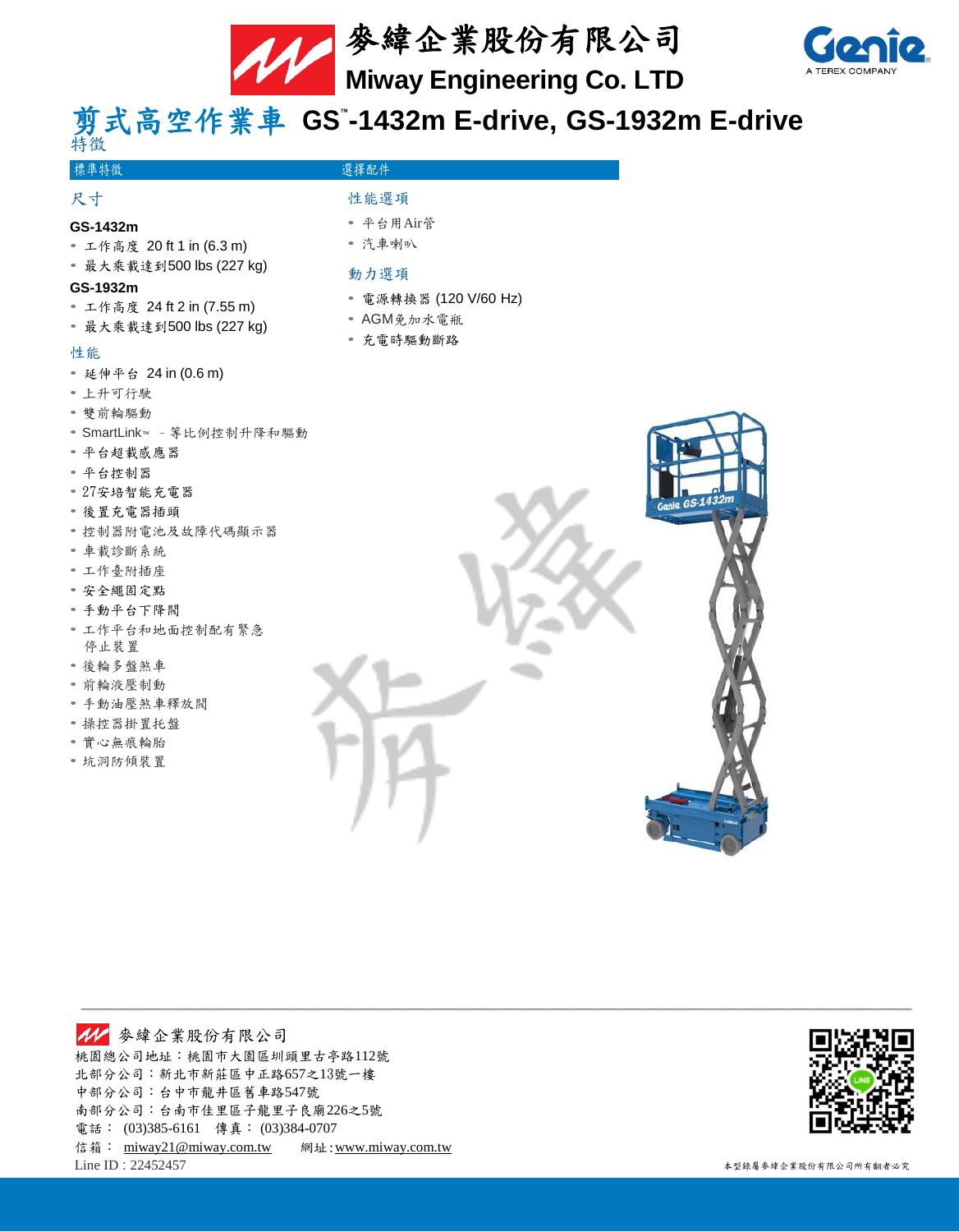# 麥緯企業股份有限公司
**Miway Engineering Co. LTD**

## 剪式高空作業車 GS™-1432m E-drive, GS-1932m E-drive
特徵

### 標準特徵

#### 尺寸

**GS-1432m**
- 工作高度 20 ft 1 in (6.3 m)
- 最大乘載達到500 lbs (227 kg)

**GS-1932m**
- 工作高度 24 ft 2 in (7.55 m)
- 最大乘載達到500 lbs (227 kg)

#### 性能
- 延伸平台 24 in (0.6 m)
- 上升可行駛
- 雙前輪驅動
- SmartLink™ – 等比例控制升降和驅動
- 平台超載感應器
- 平台控制器
- 27安培智能充電器
- 後置充電器插頭
- 控制器附電池及故障代碼顯示器
- 車載診斷系統
- 工作臺附插座
- 安全繩固定點
- 手動平台下降閥
- 工作平台和地面控制配有緊急停止裝置
- 後輪多盤煞車
- 前輪液壓制動
- 手動油壓煞車釋放閥
- 操控器掛置托盤
- 實心無痕輪胎
- 坑洞防傾裝置

### 選擇配件

#### 性能選項
- 平台用Air管
- 汽車喇叭

#### 動力選項
- 電源轉換器 (120 V/60 Hz)
- AGM免加水電瓶
- 充電時驅動斷路

---

麥緯企業股份有限公司
桃園總公司地址：桃園市大園區圳頭里古亭路112號
北部分公司：新北市新莊區中正路657之13號一樓
中部分公司：台中市龍井區舊車路547號
南部分公司：台南市佳里區子龍里子良廟226之5號
電話： (03)385-6161 傳真： (03)384-0707
信箱： miway21@miway.com.tw 網址：www.miway.com.tw
Line ID : 22452457

本型錄屬麥緯企業股份有限公司所有翻者必究